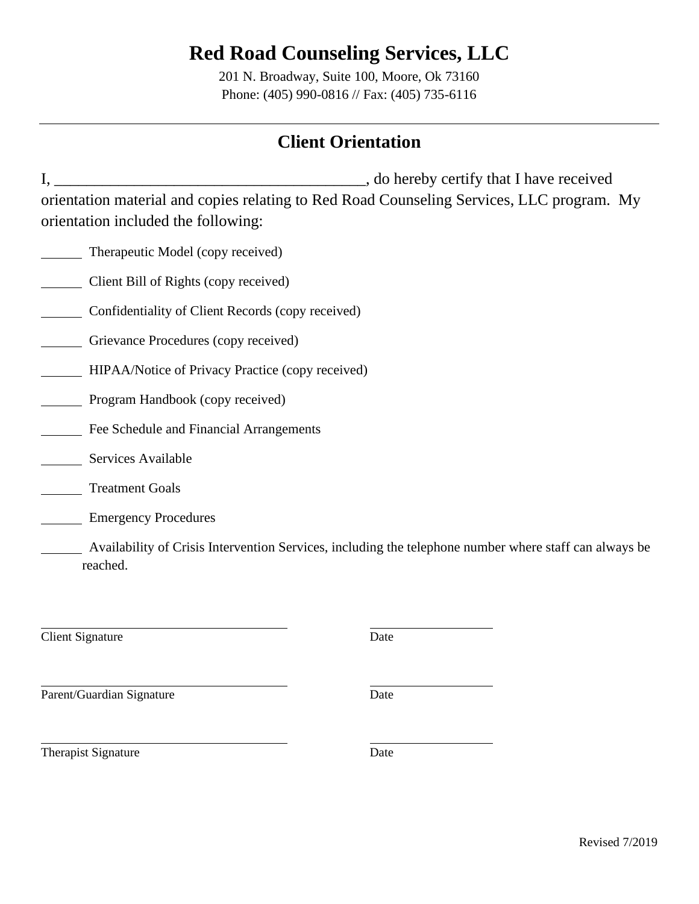# Red Road Counseling Services, LLC

201 N. Broadway, Suite 100, Moore, Ok 73160
Phone: (405) 990-0816 // Fax: (405) 735-6116

---

## Client Orientation

I, ________________________________________, do hereby certify that I have received orientation material and copies relating to Red Road Counseling Services, LLC program. My orientation included the following:

______ Therapeutic Model (copy received)

______ Client Bill of Rights (copy received)

______ Confidentiality of Client Records (copy received)

______ Grievance Procedures (copy received)

______ HIPAA/Notice of Privacy Practice (copy received)

______ Program Handbook (copy received)

______ Fee Schedule and Financial Arrangements

______ Services Available

______ Treatment Goals

______ Emergency Procedures

______ Availability of Crisis Intervention Services, including the telephone number where staff can always be reached.

________________________________________ ____________________
Client Signature Date

________________________________________ ____________________
Parent/Guardian Signature Date

________________________________________ ____________________
Therapist Signature Date

Revised 7/2019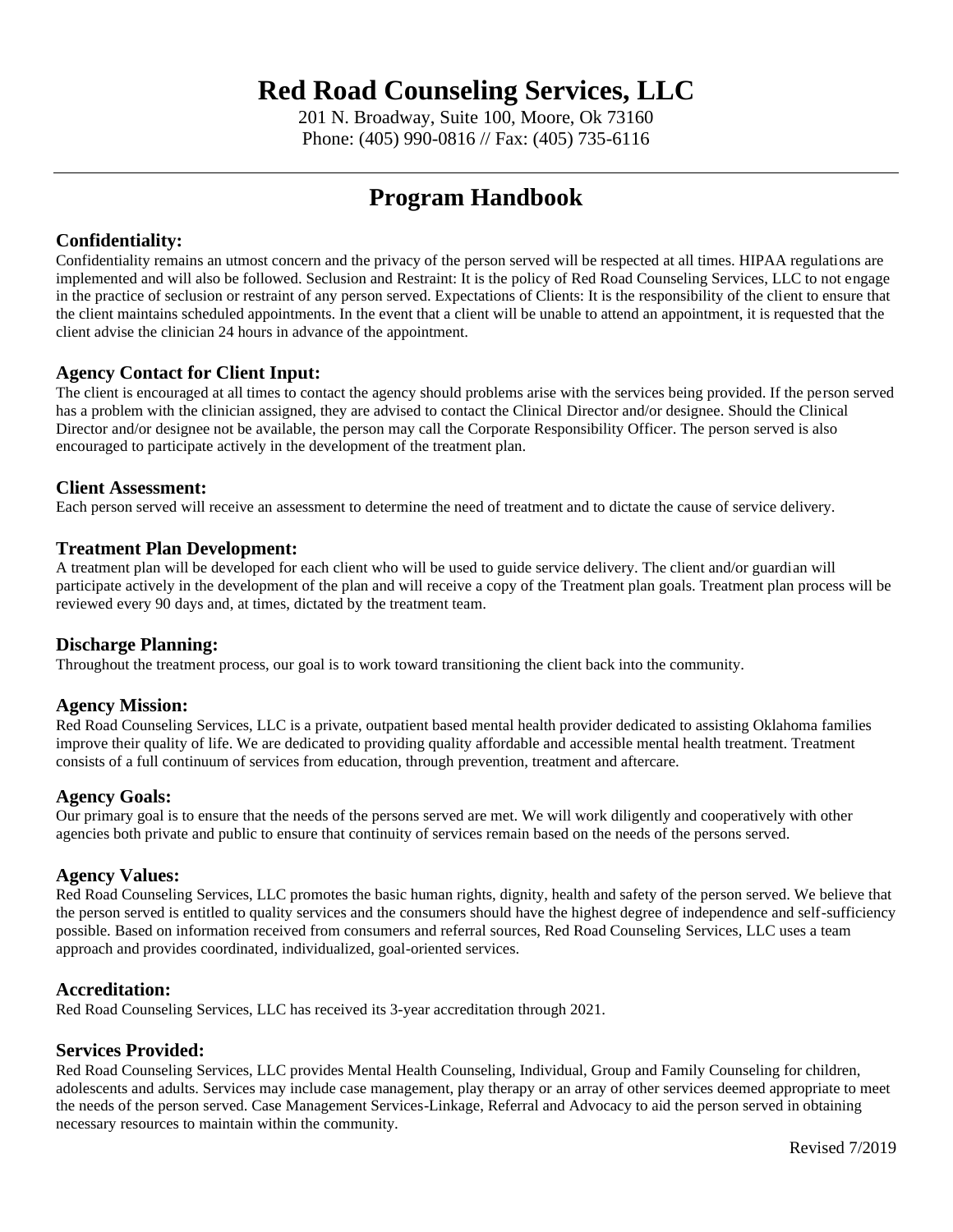# Red Road Counseling Services, LLC

201 N. Broadway, Suite 100, Moore, Ok 73160
Phone: (405) 990-0816 // Fax: (405) 735-6116

---

## Program Handbook

### Confidentiality:

Confidentiality remains an utmost concern and the privacy of the person served will be respected at all times. HIPAA regulations are implemented and will also be followed. Seclusion and Restraint: It is the policy of Red Road Counseling Services, LLC to not engage in the practice of seclusion or restraint of any person served. Expectations of Clients: It is the responsibility of the client to ensure that the client maintains scheduled appointments. In the event that a client will be unable to attend an appointment, it is requested that the client advise the clinician 24 hours in advance of the appointment.

### Agency Contact for Client Input:

The client is encouraged at all times to contact the agency should problems arise with the services being provided. If the person served has a problem with the clinician assigned, they are advised to contact the Clinical Director and/or designee. Should the Clinical Director and/or designee not be available, the person may call the Corporate Responsibility Officer. The person served is also encouraged to participate actively in the development of the treatment plan.

### Client Assessment:

Each person served will receive an assessment to determine the need of treatment and to dictate the cause of service delivery.

### Treatment Plan Development:

A treatment plan will be developed for each client who will be used to guide service delivery. The client and/or guardian will participate actively in the development of the plan and will receive a copy of the Treatment plan goals. Treatment plan process will be reviewed every 90 days and, at times, dictated by the treatment team.

### Discharge Planning:

Throughout the treatment process, our goal is to work toward transitioning the client back into the community.

### Agency Mission:

Red Road Counseling Services, LLC is a private, outpatient based mental health provider dedicated to assisting Oklahoma families improve their quality of life. We are dedicated to providing quality affordable and accessible mental health treatment. Treatment consists of a full continuum of services from education, through prevention, treatment and aftercare.

### Agency Goals:

Our primary goal is to ensure that the needs of the persons served are met. We will work diligently and cooperatively with other agencies both private and public to ensure that continuity of services remain based on the needs of the persons served.

### Agency Values:

Red Road Counseling Services, LLC promotes the basic human rights, dignity, health and safety of the person served. We believe that the person served is entitled to quality services and the consumers should have the highest degree of independence and self-sufficiency possible. Based on information received from consumers and referral sources, Red Road Counseling Services, LLC uses a team approach and provides coordinated, individualized, goal-oriented services.

### Accreditation:

Red Road Counseling Services, LLC has received its 3-year accreditation through 2021.

### Services Provided:

Red Road Counseling Services, LLC provides Mental Health Counseling, Individual, Group and Family Counseling for children, adolescents and adults. Services may include case management, play therapy or an array of other services deemed appropriate to meet the needs of the person served. Case Management Services-Linkage, Referral and Advocacy to aid the person served in obtaining necessary resources to maintain within the community.

Revised 7/2019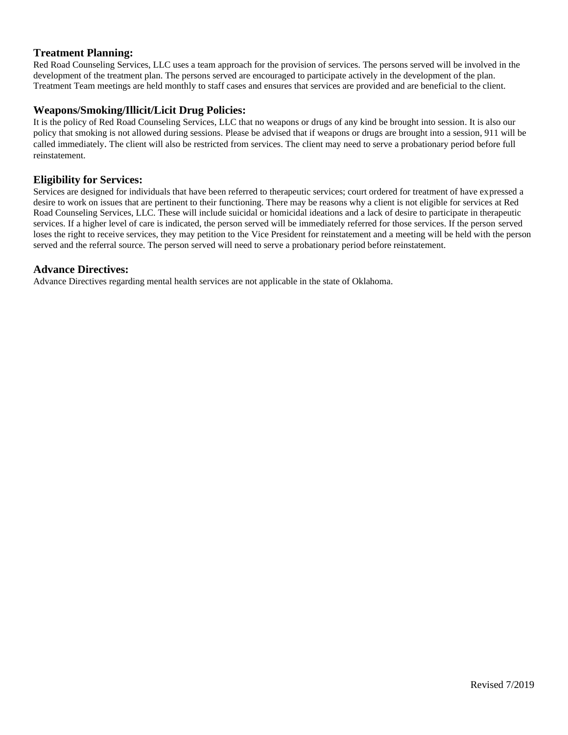## Treatment Planning:

Red Road Counseling Services, LLC uses a team approach for the provision of services. The persons served will be involved in the development of the treatment plan. The persons served are encouraged to participate actively in the development of the plan. Treatment Team meetings are held monthly to staff cases and ensures that services are provided and are beneficial to the client.

## Weapons/Smoking/Illicit/Licit Drug Policies:

It is the policy of Red Road Counseling Services, LLC that no weapons or drugs of any kind be brought into session. It is also our policy that smoking is not allowed during sessions. Please be advised that if weapons or drugs are brought into a session, 911 will be called immediately. The client will also be restricted from services. The client may need to serve a probationary period before full reinstatement.

## Eligibility for Services:

Services are designed for individuals that have been referred to therapeutic services; court ordered for treatment of have expressed a desire to work on issues that are pertinent to their functioning. There may be reasons why a client is not eligible for services at Red Road Counseling Services, LLC. These will include suicidal or homicidal ideations and a lack of desire to participate in therapeutic services. If a higher level of care is indicated, the person served will be immediately referred for those services. If the person served loses the right to receive services, they may petition to the Vice President for reinstatement and a meeting will be held with the person served and the referral source. The person served will need to serve a probationary period before reinstatement.

## Advance Directives:

Advance Directives regarding mental health services are not applicable in the state of Oklahoma.

Revised 7/2019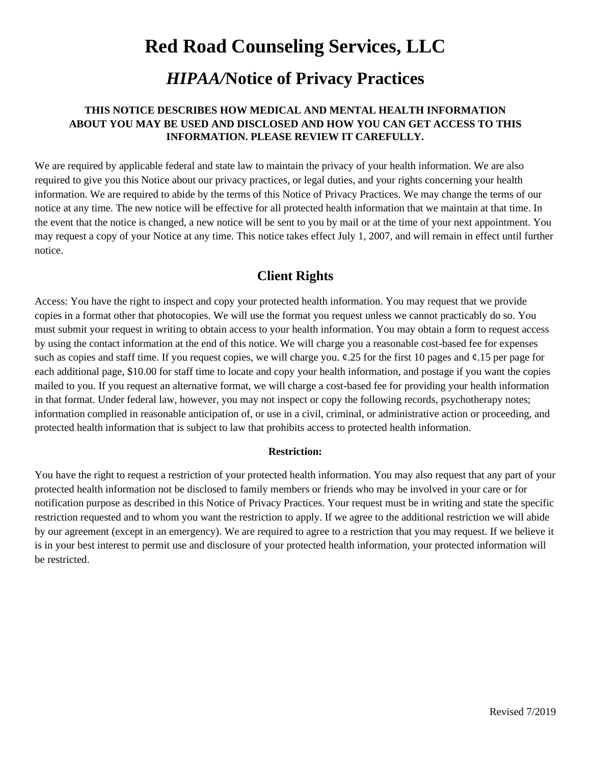# Red Road Counseling Services, LLC

## *HIPAA/*Notice of Privacy Practices

**THIS NOTICE DESCRIBES HOW MEDICAL AND MENTAL HEALTH INFORMATION ABOUT YOU MAY BE USED AND DISCLOSED AND HOW YOU CAN GET ACCESS TO THIS INFORMATION. PLEASE REVIEW IT CAREFULLY.**

We are required by applicable federal and state law to maintain the privacy of your health information. We are also required to give you this Notice about our privacy practices, or legal duties, and your rights concerning your health information. We are required to abide by the terms of this Notice of Privacy Practices. We may change the terms of our notice at any time. The new notice will be effective for all protected health information that we maintain at that time. In the event that the notice is changed, a new notice will be sent to you by mail or at the time of your next appointment. You may request a copy of your Notice at any time. This notice takes effect July 1, 2007, and will remain in effect until further notice.

### Client Rights

Access: You have the right to inspect and copy your protected health information. You may request that we provide copies in a format other that photocopies. We will use the format you request unless we cannot practicably do so. You must submit your request in writing to obtain access to your health information. You may obtain a form to request access by using the contact information at the end of this notice. We will charge you a reasonable cost-based fee for expenses such as copies and staff time. If you request copies, we will charge you. ¢.25 for the first 10 pages and ¢.15 per page for each additional page, $10.00 for staff time to locate and copy your health information, and postage if you want the copies mailed to you. If you request an alternative format, we will charge a cost-based fee for providing your health information in that format. Under federal law, however, you may not inspect or copy the following records, psychotherapy notes; information complied in reasonable anticipation of, or use in a civil, criminal, or administrative action or proceeding, and protected health information that is subject to law that prohibits access to protected health information.

**Restriction:**

You have the right to request a restriction of your protected health information. You may also request that any part of your protected health information not be disclosed to family members or friends who may be involved in your care or for notification purpose as described in this Notice of Privacy Practices. Your request must be in writing and state the specific restriction requested and to whom you want the restriction to apply. If we agree to the additional restriction we will abide by our agreement (except in an emergency). We are required to agree to a restriction that you may request. If we believe it is in your best interest to permit use and disclosure of your protected health information, your protected information will be restricted.

Revised 7/2019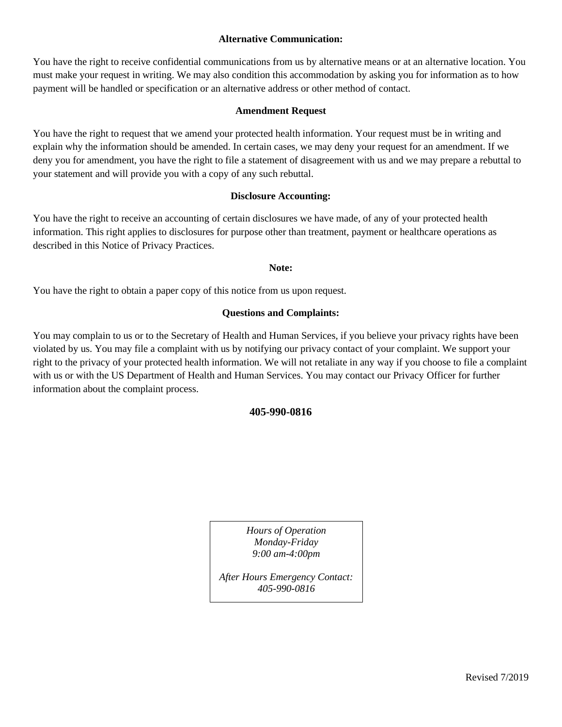### Alternative Communication:

You have the right to receive confidential communications from us by alternative means or at an alternative location. You must make your request in writing. We may also condition this accommodation by asking you for information as to how payment will be handled or specification or an alternative address or other method of contact.

### Amendment Request

You have the right to request that we amend your protected health information. Your request must be in writing and explain why the information should be amended. In certain cases, we may deny your request for an amendment. If we deny you for amendment, you have the right to file a statement of disagreement with us and we may prepare a rebuttal to your statement and will provide you with a copy of any such rebuttal.

### Disclosure Accounting:

You have the right to receive an accounting of certain disclosures we have made, of any of your protected health information. This right applies to disclosures for purpose other than treatment, payment or healthcare operations as described in this Notice of Privacy Practices.

### Note:

You have the right to obtain a paper copy of this notice from us upon request.

### Questions and Complaints:

You may complain to us or to the Secretary of Health and Human Services, if you believe your privacy rights have been violated by us. You may file a complaint with us by notifying our privacy contact of your complaint. We support your right to the privacy of your protected health information. We will not retaliate in any way if you choose to file a complaint with us or with the US Department of Health and Human Services. You may contact our Privacy Officer for further information about the complaint process.

**405-990-0816**

*Hours of Operation*
*Monday-Friday*
*9:00 am-4:00pm*

*After Hours Emergency Contact:*
*405-990-0816*

Revised 7/2019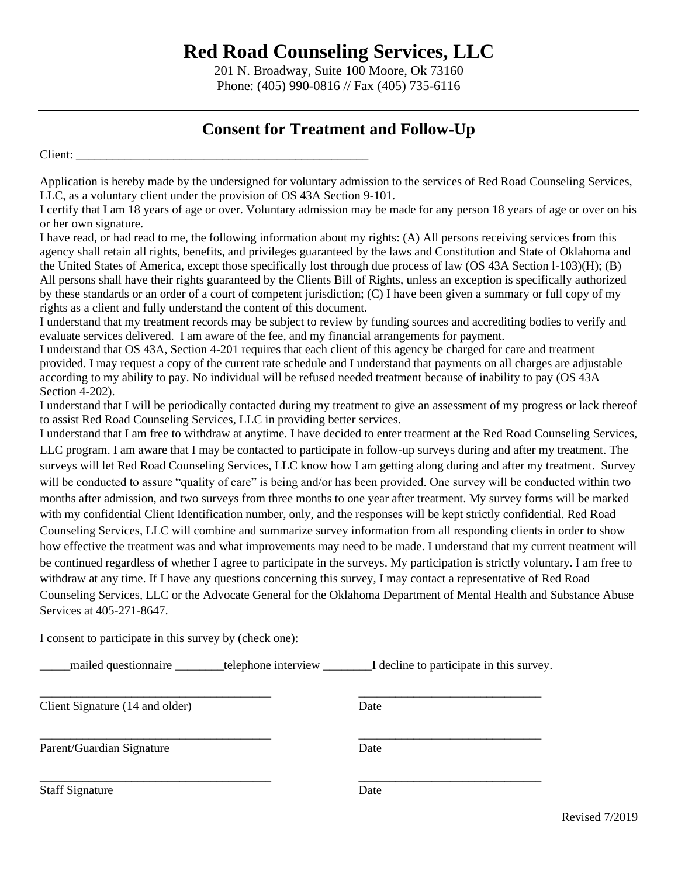# Red Road Counseling Services, LLC

201 N. Broadway, Suite 100 Moore, Ok 73160
Phone: (405) 990-0816 // Fax (405) 735-6116

---

## Consent for Treatment and Follow-Up

Client: _______________________________________________

Application is hereby made by the undersigned for voluntary admission to the services of Red Road Counseling Services, LLC, as a voluntary client under the provision of OS 43A Section 9-101.
I certify that I am 18 years of age or over. Voluntary admission may be made for any person 18 years of age or over on his or her own signature.
I have read, or had read to me, the following information about my rights: (A) All persons receiving services from this agency shall retain all rights, benefits, and privileges guaranteed by the laws and Constitution and State of Oklahoma and the United States of America, except those specifically lost through due process of law (OS 43A Section l-103)(H); (B) All persons shall have their rights guaranteed by the Clients Bill of Rights, unless an exception is specifically authorized by these standards or an order of a court of competent jurisdiction; (C) I have been given a summary or full copy of my rights as a client and fully understand the content of this document.
I understand that my treatment records may be subject to review by funding sources and accrediting bodies to verify and evaluate services delivered. I am aware of the fee, and my financial arrangements for payment.
I understand that OS 43A, Section 4-201 requires that each client of this agency be charged for care and treatment provided. I may request a copy of the current rate schedule and I understand that payments on all charges are adjustable according to my ability to pay. No individual will be refused needed treatment because of inability to pay (OS 43A Section 4-202).
I understand that I will be periodically contacted during my treatment to give an assessment of my progress or lack thereof to assist Red Road Counseling Services, LLC in providing better services.
I understand that I am free to withdraw at anytime. I have decided to enter treatment at the Red Road Counseling Services, LLC program. I am aware that I may be contacted to participate in follow-up surveys during and after my treatment. The surveys will let Red Road Counseling Services, LLC know how I am getting along during and after my treatment. Survey will be conducted to assure "quality of care" is being and/or has been provided. One survey will be conducted within two months after admission, and two surveys from three months to one year after treatment. My survey forms will be marked with my confidential Client Identification number, only, and the responses will be kept strictly confidential. Red Road Counseling Services, LLC will combine and summarize survey information from all responding clients in order to show how effective the treatment was and what improvements may need to be made. I understand that my current treatment will be continued regardless of whether I agree to participate in the surveys. My participation is strictly voluntary. I am free to withdraw at any time. If I have any questions concerning this survey, I may contact a representative of Red Road Counseling Services, LLC or the Advocate General for the Oklahoma Department of Mental Health and Substance Abuse Services at 405-271-8647.

I consent to participate in this survey by (check one):

_____mailed questionnaire ________telephone interview ________I decline to participate in this survey.

_______________________________________ _______________________________
Client Signature (14 and older) Date

_______________________________________ _______________________________
Parent/Guardian Signature Date

_______________________________________ _______________________________
Staff Signature Date

Revised 7/2019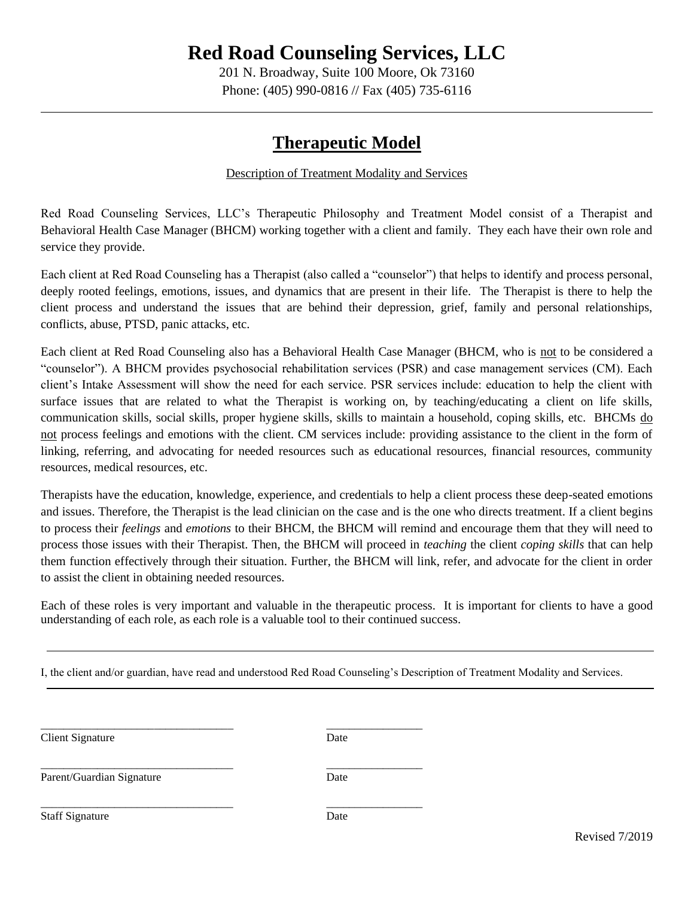# Red Road Counseling Services, LLC

201 N. Broadway, Suite 100 Moore, Ok 73160
Phone: (405) 990-0816 // Fax (405) 735-6116

---

## **Therapeutic Model**

Description of Treatment Modality and Services

Red Road Counseling Services, LLC's Therapeutic Philosophy and Treatment Model consist of a Therapist and Behavioral Health Case Manager (BHCM) working together with a client and family. They each have their own role and service they provide.

Each client at Red Road Counseling has a Therapist (also called a "counselor") that helps to identify and process personal, deeply rooted feelings, emotions, issues, and dynamics that are present in their life. The Therapist is there to help the client process and understand the issues that are behind their depression, grief, family and personal relationships, conflicts, abuse, PTSD, panic attacks, etc.

Each client at Red Road Counseling also has a Behavioral Health Case Manager (BHCM, who is not to be considered a "counselor"). A BHCM provides psychosocial rehabilitation services (PSR) and case management services (CM). Each client's Intake Assessment will show the need for each service. PSR services include: education to help the client with surface issues that are related to what the Therapist is working on, by teaching/educating a client on life skills, communication skills, social skills, proper hygiene skills, skills to maintain a household, coping skills, etc. BHCMs do not process feelings and emotions with the client. CM services include: providing assistance to the client in the form of linking, referring, and advocating for needed resources such as educational resources, financial resources, community resources, medical resources, etc.

Therapists have the education, knowledge, experience, and credentials to help a client process these deep-seated emotions and issues. Therefore, the Therapist is the lead clinician on the case and is the one who directs treatment. If a client begins to process their *feelings* and *emotions* to their BHCM, the BHCM will remind and encourage them that they will need to process those issues with their Therapist. Then, the BHCM will proceed in *teaching* the client *coping skills* that can help them function effectively through their situation. Further, the BHCM will link, refer, and advocate for the client in order to assist the client in obtaining needed resources.

Each of these roles is very important and valuable in the therapeutic process. It is important for clients to have a good understanding of each role, as each role is a valuable tool to their continued success.

---

I, the client and/or guardian, have read and understood Red Road Counseling's Description of Treatment Modality and Services.

---

________________________________ ________________
Client Signature Date

________________________________ ________________
Parent/Guardian Signature Date

________________________________ ________________
Staff Signature Date

Revised 7/2019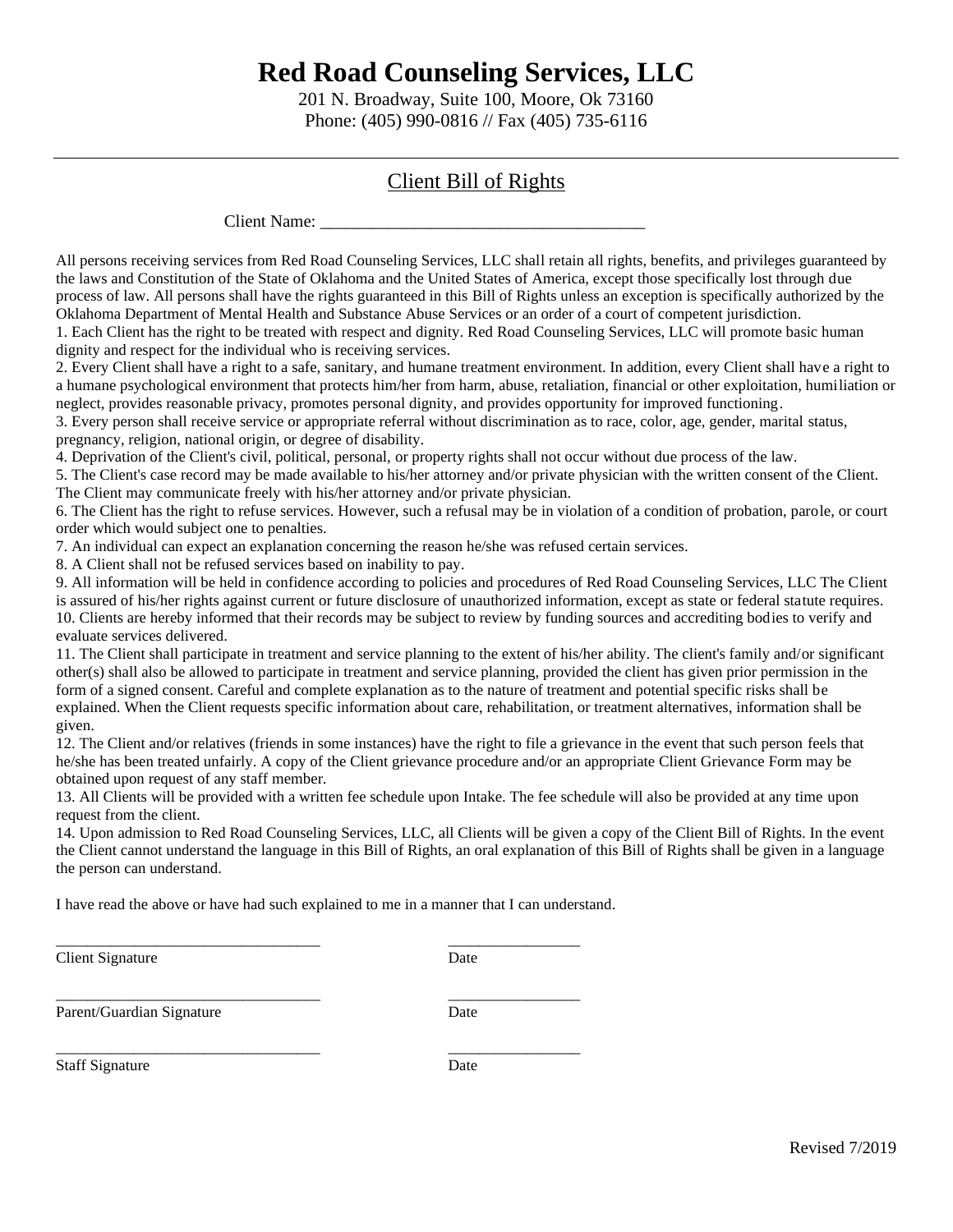# Red Road Counseling Services, LLC

201 N. Broadway, Suite 100, Moore, Ok 73160
Phone: (405) 990-0816 // Fax (405) 735-6116

---

## Client Bill of Rights

Client Name: ______________________________________

All persons receiving services from Red Road Counseling Services, LLC shall retain all rights, benefits, and privileges guaranteed by the laws and Constitution of the State of Oklahoma and the United States of America, except those specifically lost through due process of law. All persons shall have the rights guaranteed in this Bill of Rights unless an exception is specifically authorized by the Oklahoma Department of Mental Health and Substance Abuse Services or an order of a court of competent jurisdiction.

1. Each Client has the right to be treated with respect and dignity. Red Road Counseling Services, LLC will promote basic human dignity and respect for the individual who is receiving services.
2. Every Client shall have a right to a safe, sanitary, and humane treatment environment. In addition, every Client shall have a right to a humane psychological environment that protects him/her from harm, abuse, retaliation, financial or other exploitation, humiliation or neglect, provides reasonable privacy, promotes personal dignity, and provides opportunity for improved functioning.
3. Every person shall receive service or appropriate referral without discrimination as to race, color, age, gender, marital status, pregnancy, religion, national origin, or degree of disability.
4. Deprivation of the Client's civil, political, personal, or property rights shall not occur without due process of the law.
5. The Client's case record may be made available to his/her attorney and/or private physician with the written consent of the Client. The Client may communicate freely with his/her attorney and/or private physician.
6. The Client has the right to refuse services. However, such a refusal may be in violation of a condition of probation, parole, or court order which would subject one to penalties.
7. An individual can expect an explanation concerning the reason he/she was refused certain services.
8. A Client shall not be refused services based on inability to pay.
9. All information will be held in confidence according to policies and procedures of Red Road Counseling Services, LLC The Client is assured of his/her rights against current or future disclosure of unauthorized information, except as state or federal statute requires.
10. Clients are hereby informed that their records may be subject to review by funding sources and accrediting bodies to verify and evaluate services delivered.
11. The Client shall participate in treatment and service planning to the extent of his/her ability. The client's family and/or significant other(s) shall also be allowed to participate in treatment and service planning, provided the client has given prior permission in the form of a signed consent. Careful and complete explanation as to the nature of treatment and potential specific risks shall be explained. When the Client requests specific information about care, rehabilitation, or treatment alternatives, information shall be given.
12. The Client and/or relatives (friends in some instances) have the right to file a grievance in the event that such person feels that he/she has been treated unfairly. A copy of the Client grievance procedure and/or an appropriate Client Grievance Form may be obtained upon request of any staff member.
13. All Clients will be provided with a written fee schedule upon Intake. The fee schedule will also be provided at any time upon request from the client.
14. Upon admission to Red Road Counseling Services, LLC, all Clients will be given a copy of the Client Bill of Rights. In the event the Client cannot understand the language in this Bill of Rights, an oral explanation of this Bill of Rights shall be given in a language the person can understand.

I have read the above or have had such explained to me in a manner that I can understand.

__________________________________ ________________
Client Signature Date

__________________________________ ________________
Parent/Guardian Signature Date

__________________________________ ________________
Staff Signature Date

Revised 7/2019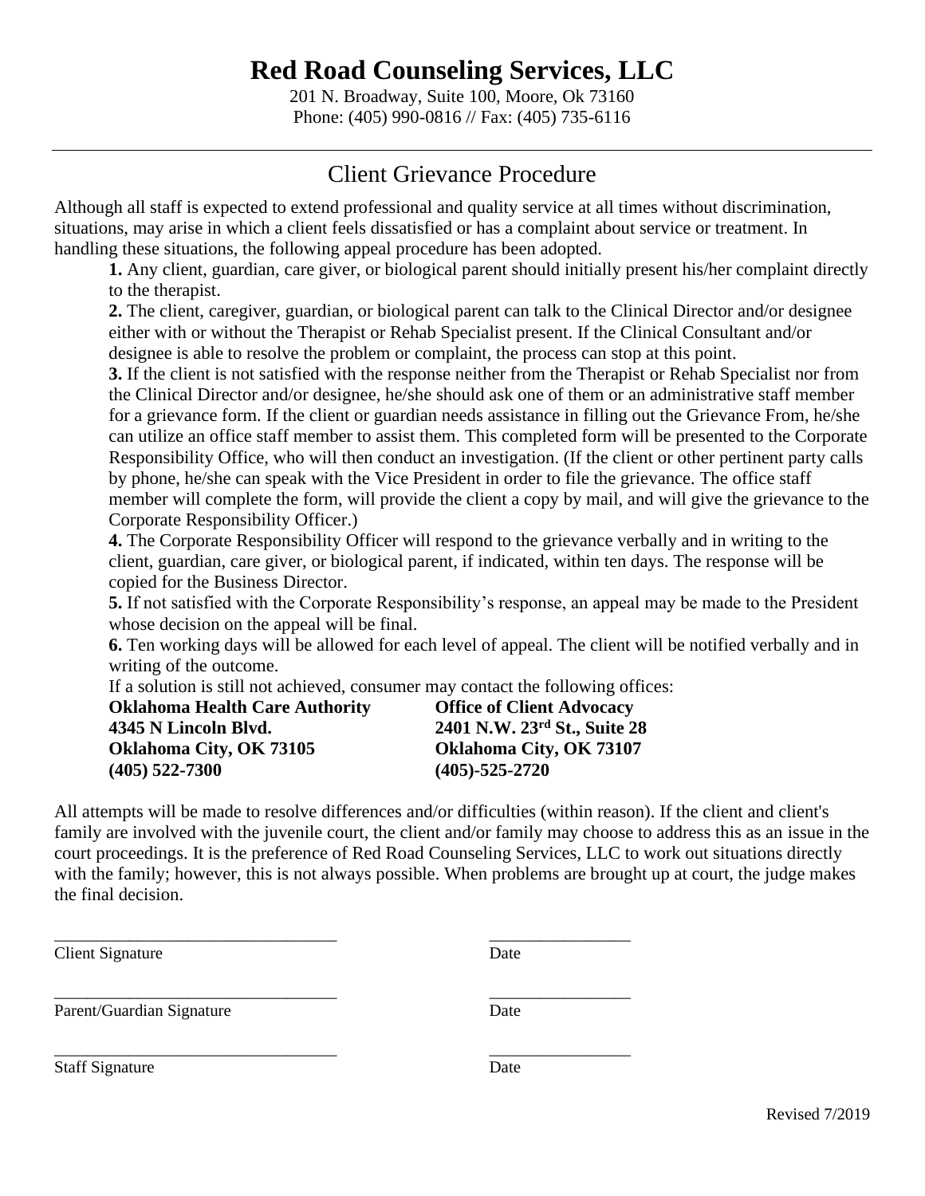# Red Road Counseling Services, LLC

201 N. Broadway, Suite 100, Moore, Ok 73160
Phone: (405) 990-0816 // Fax: (405) 735-6116

---

## Client Grievance Procedure

Although all staff is expected to extend professional and quality service at all times without discrimination, situations, may arise in which a client feels dissatisfied or has a complaint about service or treatment. In handling these situations, the following appeal procedure has been adopted.

**1.** Any client, guardian, care giver, or biological parent should initially present his/her complaint directly to the therapist.

**2.** The client, caregiver, guardian, or biological parent can talk to the Clinical Director and/or designee either with or without the Therapist or Rehab Specialist present. If the Clinical Consultant and/or designee is able to resolve the problem or complaint, the process can stop at this point.

**3.** If the client is not satisfied with the response neither from the Therapist or Rehab Specialist nor from the Clinical Director and/or designee, he/she should ask one of them or an administrative staff member for a grievance form. If the client or guardian needs assistance in filling out the Grievance From, he/she can utilize an office staff member to assist them. This completed form will be presented to the Corporate Responsibility Office, who will then conduct an investigation. (If the client or other pertinent party calls by phone, he/she can speak with the Vice President in order to file the grievance. The office staff member will complete the form, will provide the client a copy by mail, and will give the grievance to the Corporate Responsibility Officer.)

**4.** The Corporate Responsibility Officer will respond to the grievance verbally and in writing to the client, guardian, care giver, or biological parent, if indicated, within ten days. The response will be copied for the Business Director.

**5.** If not satisfied with the Corporate Responsibility's response, an appeal may be made to the President whose decision on the appeal will be final.

**6.** Ten working days will be allowed for each level of appeal. The client will be notified verbally and in writing of the outcome.

If a solution is still not achieved, consumer may contact the following offices:

**Oklahoma Health Care Authority**
**4345 N Lincoln Blvd.**
**Oklahoma City, OK 73105**
**(405) 522-7300**

**Office of Client Advocacy**
**2401 N.W. 23rd St., Suite 28**
**Oklahoma City, OK 73107**
**(405)-525-2720**

All attempts will be made to resolve differences and/or difficulties (within reason). If the client and client's family are involved with the juvenile court, the client and/or family may choose to address this as an issue in the court proceedings. It is the preference of Red Road Counseling Services, LLC to work out situations directly with the family; however, this is not always possible. When problems are brought up at court, the judge makes the final decision.

\_\_\_\_\_\_\_\_\_\_\_\_\_\_\_\_\_\_\_\_\_\_\_\_\_\_\_\_\_\_\_\_\_\_ \_\_\_\_\_\_\_\_\_\_\_\_\_\_\_\_\_
Client Signature Date

\_\_\_\_\_\_\_\_\_\_\_\_\_\_\_\_\_\_\_\_\_\_\_\_\_\_\_\_\_\_\_\_\_\_ \_\_\_\_\_\_\_\_\_\_\_\_\_\_\_\_\_
Parent/Guardian Signature Date

\_\_\_\_\_\_\_\_\_\_\_\_\_\_\_\_\_\_\_\_\_\_\_\_\_\_\_\_\_\_\_\_\_\_ \_\_\_\_\_\_\_\_\_\_\_\_\_\_\_\_\_
Staff Signature Date

Revised 7/2019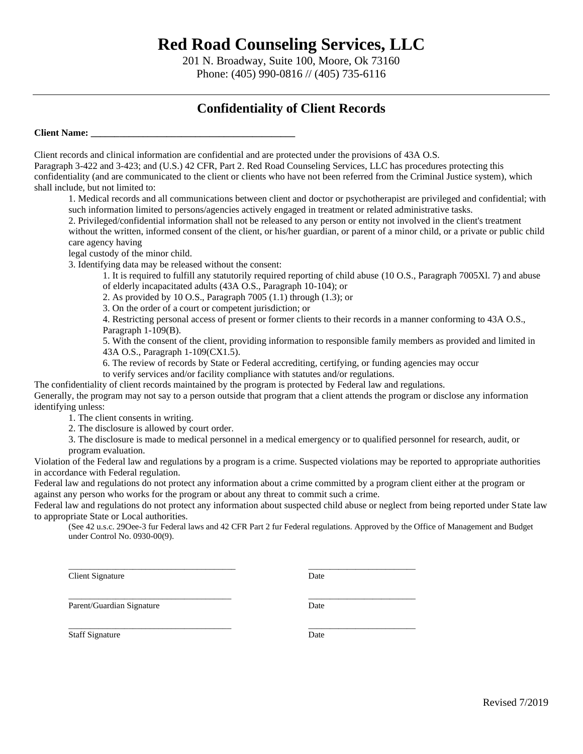# Red Road Counseling Services, LLC

201 N. Broadway, Suite 100, Moore, Ok 73160
Phone: (405) 990-0816 // (405) 735-6116

---

## Confidentiality of Client Records

**Client Name: ___________________________________________**

Client records and clinical information are confidential and are protected under the provisions of 43A O.S. Paragraph 3-422 and 3-423; and (U.S.) 42 CFR, Part 2. Red Road Counseling Services, LLC has procedures protecting this confidentiality (and are communicated to the client or clients who have not been referred from the Criminal Justice system), which shall include, but not limited to:

1. Medical records and all communications between client and doctor or psychotherapist are privileged and confidential; with such information limited to persons/agencies actively engaged in treatment or related administrative tasks.
2. Privileged/confidential information shall not be released to any person or entity not involved in the client's treatment without the written, informed consent of the client, or his/her guardian, or parent of a minor child, or a private or public child care agency having legal custody of the minor child.
3. Identifying data may be released without the consent:
   1. It is required to fulfill any statutorily required reporting of child abuse (10 O.S., Paragraph 7005Xl. 7) and abuse of elderly incapacitated adults (43A O.S., Paragraph 10-104); or
   2. As provided by 10 O.S., Paragraph 7005 (1.1) through (1.3); or
   3. On the order of a court or competent jurisdiction; or
   4. Restricting personal access of present or former clients to their records in a manner conforming to 43A O.S., Paragraph 1-109(B).
   5. With the consent of the client, providing information to responsible family members as provided and limited in 43A O.S., Paragraph 1-109(CX1.5).
   6. The review of records by State or Federal accrediting, certifying, or funding agencies may occur to verify services and/or facility compliance with statutes and/or regulations.

The confidentiality of client records maintained by the program is protected by Federal law and regulations.

Generally, the program may not say to a person outside that program that a client attends the program or disclose any information identifying unless:

1. The client consents in writing.
2. The disclosure is allowed by court order.
3. The disclosure is made to medical personnel in a medical emergency or to qualified personnel for research, audit, or program evaluation.

Violation of the Federal law and regulations by a program is a crime. Suspected violations may be reported to appropriate authorities in accordance with Federal regulation.

Federal law and regulations do not protect any information about a crime committed by a program client either at the program or against any person who works for the program or about any threat to commit such a crime.

Federal law and regulations do not protect any information about suspected child abuse or neglect from being reported under State law to appropriate State or Local authorities.

(See 42 u.s.c. 29Oee-3 fur Federal laws and 42 CFR Part 2 fur Federal regulations. Approved by the Office of Management and Budget under Control No. 0930-00(9).

_____________________________________ &nbsp;&nbsp;&nbsp;&nbsp; ________________________
Client Signature &nbsp;&nbsp;&nbsp;&nbsp; Date

_____________________________________ &nbsp;&nbsp;&nbsp;&nbsp; ________________________
Parent/Guardian Signature &nbsp;&nbsp;&nbsp;&nbsp; Date

_____________________________________ &nbsp;&nbsp;&nbsp;&nbsp; ________________________
Staff Signature &nbsp;&nbsp;&nbsp;&nbsp; Date

Revised 7/2019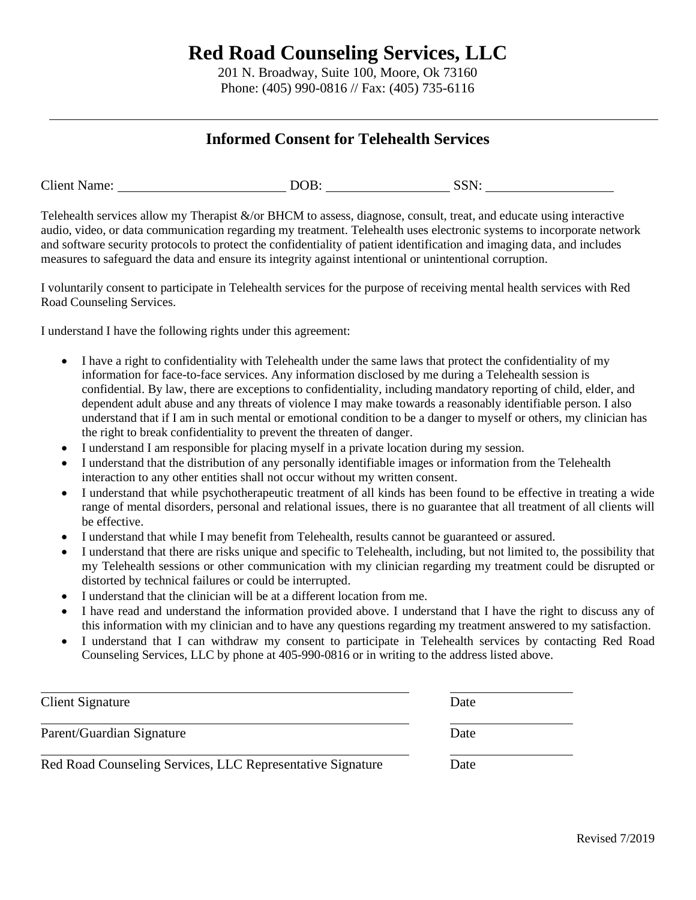# Red Road Counseling Services, LLC

201 N. Broadway, Suite 100, Moore, Ok 73160
Phone: (405) 990-0816 // Fax: (405) 735-6116

---

## Informed Consent for Telehealth Services

Client Name: ________________________ DOB: _________________ SSN: __________________

Telehealth services allow my Therapist &/or BHCM to assess, diagnose, consult, treat, and educate using interactive audio, video, or data communication regarding my treatment. Telehealth uses electronic systems to incorporate network and software security protocols to protect the confidentiality of patient identification and imaging data, and includes measures to safeguard the data and ensure its integrity against intentional or unintentional corruption.

I voluntarily consent to participate in Telehealth services for the purpose of receiving mental health services with Red Road Counseling Services.

I understand I have the following rights under this agreement:

- I have a right to confidentiality with Telehealth under the same laws that protect the confidentiality of my information for face-to-face services. Any information disclosed by me during a Telehealth session is confidential. By law, there are exceptions to confidentiality, including mandatory reporting of child, elder, and dependent adult abuse and any threats of violence I may make towards a reasonably identifiable person. I also understand that if I am in such mental or emotional condition to be a danger to myself or others, my clinician has the right to break confidentiality to prevent the threaten of danger.
- I understand I am responsible for placing myself in a private location during my session.
- I understand that the distribution of any personally identifiable images or information from the Telehealth interaction to any other entities shall not occur without my written consent.
- I understand that while psychotherapeutic treatment of all kinds has been found to be effective in treating a wide range of mental disorders, personal and relational issues, there is no guarantee that all treatment of all clients will be effective.
- I understand that while I may benefit from Telehealth, results cannot be guaranteed or assured.
- I understand that there are risks unique and specific to Telehealth, including, but not limited to, the possibility that my Telehealth sessions or other communication with my clinician regarding my treatment could be disrupted or distorted by technical failures or could be interrupted.
- I understand that the clinician will be at a different location from me.
- I have read and understand the information provided above. I understand that I have the right to discuss any of this information with my clinician and to have any questions regarding my treatment answered to my satisfaction.
- I understand that I can withdraw my consent to participate in Telehealth services by contacting Red Road Counseling Services, LLC by phone at 405-990-0816 or in writing to the address listed above.

_____________________________________________ __________________
Client Signature Date

_____________________________________________ __________________
Parent/Guardian Signature Date

_____________________________________________ __________________
Red Road Counseling Services, LLC Representative Signature Date

Revised 7/2019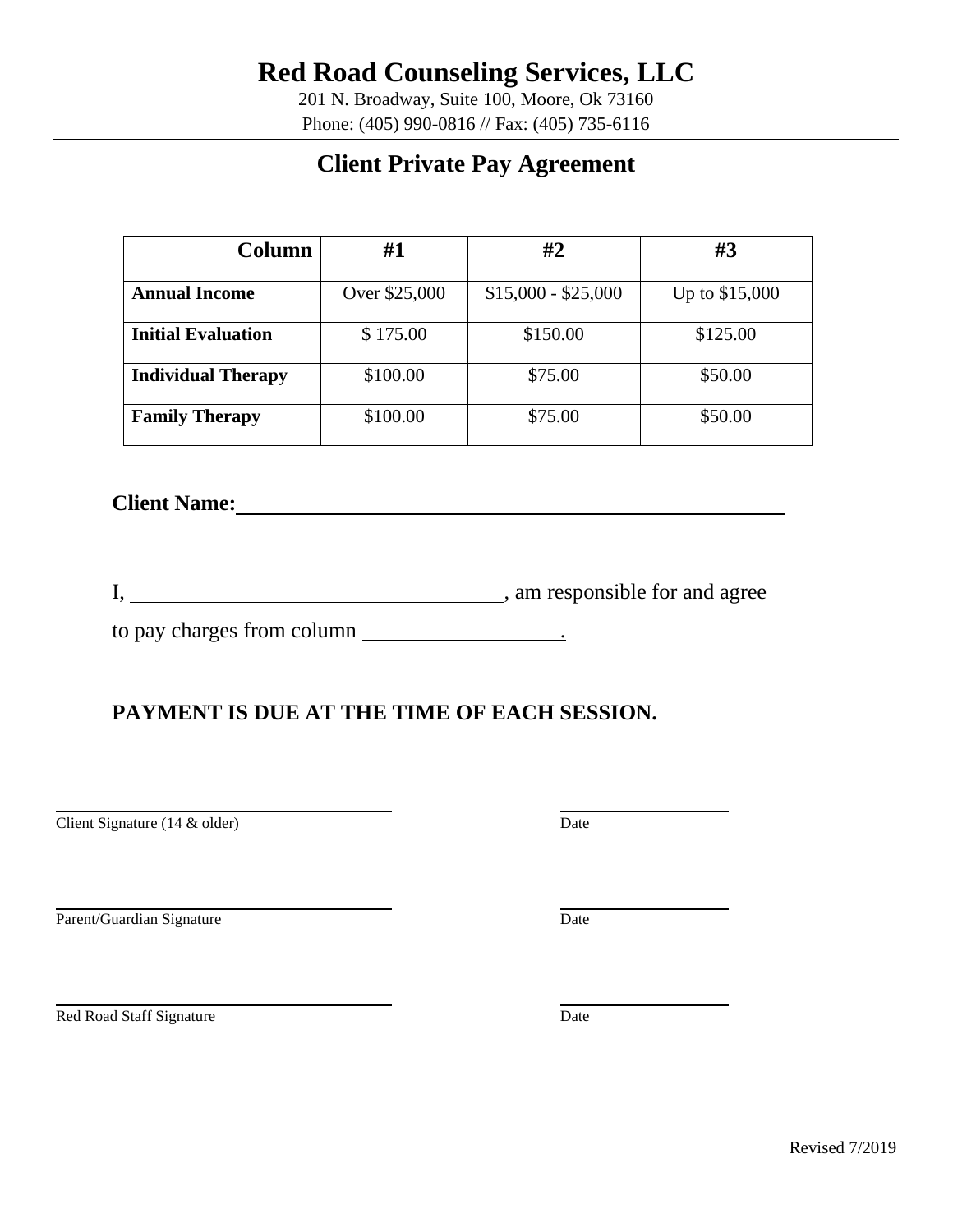# Red Road Counseling Services, LLC

201 N. Broadway, Suite 100, Moore, Ok 73160
Phone: (405) 990-0816 // Fax: (405) 735-6116

## Client Private Pay Agreement

| Column | #1 | #2 | #3 |
|---|---|---|---|
| **Annual Income** | Over $25,000 | $15,000 - $25,000 | Up to $15,000 |
| **Initial Evaluation** | $ 175.00 | $150.00 | $125.00 |
| **Individual Therapy** | $100.00 | $75.00 | $50.00 |
| **Family Therapy** | $100.00 | $75.00 | $50.00 |

**Client Name:**_______________________________________________

I, ________________________________, am responsible for and agree to pay charges from column ________________.

**PAYMENT IS DUE AT THE TIME OF EACH SESSION.**

______________________________ ______________
Client Signature (14 & older) Date

______________________________ ______________
Parent/Guardian Signature Date

______________________________ ______________
Red Road Staff Signature Date

Revised 7/2019